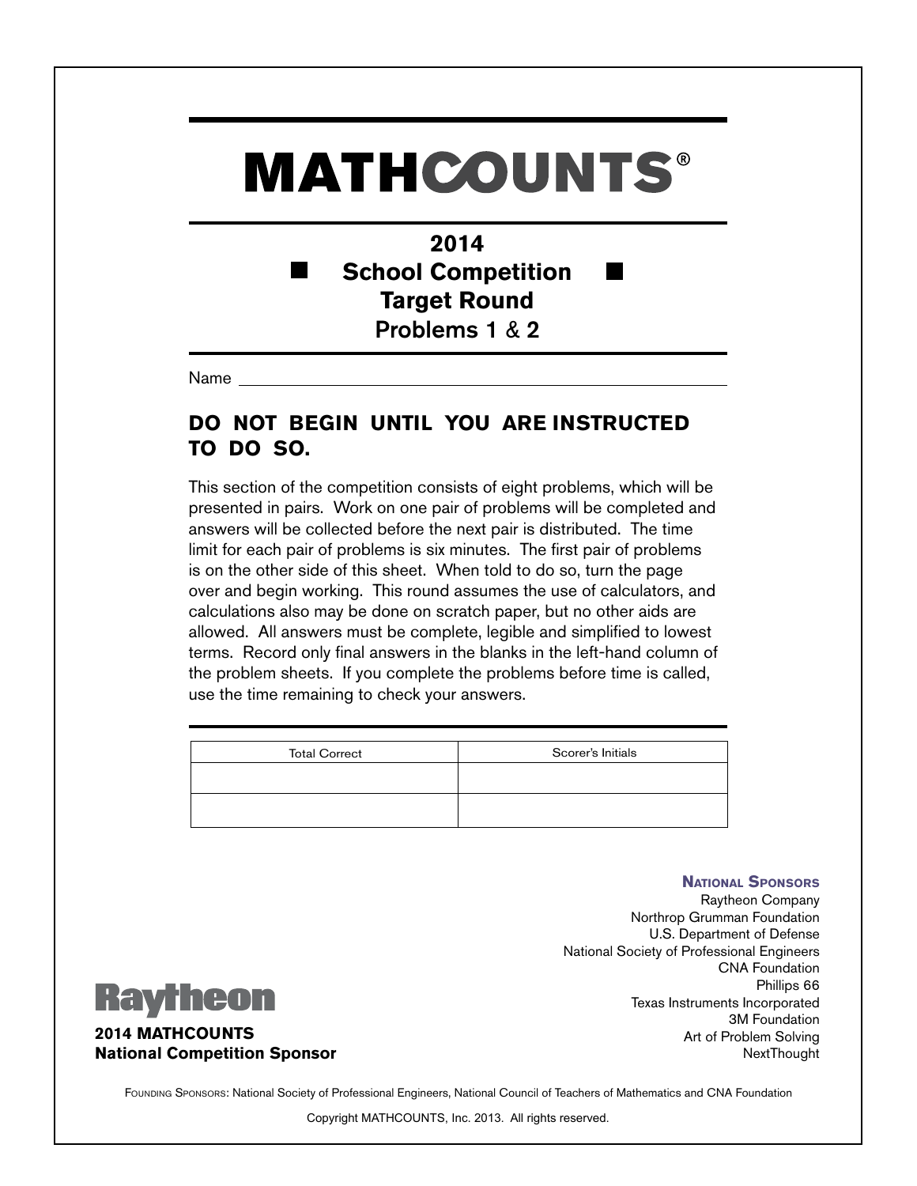# MATHCOUNTS®

## 2014
## ■ School Competition ■
## Target Round
### Problems 1 & 2

Name \_\_\_\_\_\_\_\_\_\_\_\_\_\_\_\_\_\_\_\_\_\_\_\_\_\_\_\_\_\_\_\_\_\_\_\_\_\_\_\_\_\_\_\_\_\_\_\_

## DO NOT BEGIN UNTIL YOU ARE INSTRUCTED TO DO SO.

This section of the competition consists of eight problems, which will be presented in pairs. Work on one pair of problems will be completed and answers will be collected before the next pair is distributed. The time limit for each pair of problems is six minutes. The first pair of problems is on the other side of this sheet. When told to do so, turn the page over and begin working. This round assumes the use of calculators, and calculations also may be done on scratch paper, but no other aids are allowed. All answers must be complete, legible and simplified to lowest terms. Record only final answers in the blanks in the left-hand column of the problem sheets. If you complete the problems before time is called, use the time remaining to check your answers.

| Total Correct | Scorer's Initials |
| --- | --- |
| | |
| | |

**National Sponsors**
Raytheon Company
Northrop Grumman Foundation
U.S. Department of Defense
National Society of Professional Engineers
CNA Foundation
Phillips 66
Texas Instruments Incorporated
3M Foundation
Art of Problem Solving
NextThought

**Raytheon**
**2014 MATHCOUNTS National Competition Sponsor**

Founding Sponsors: National Society of Professional Engineers, National Council of Teachers of Mathematics and CNA Foundation

Copyright MATHCOUNTS, Inc. 2013. All rights reserved.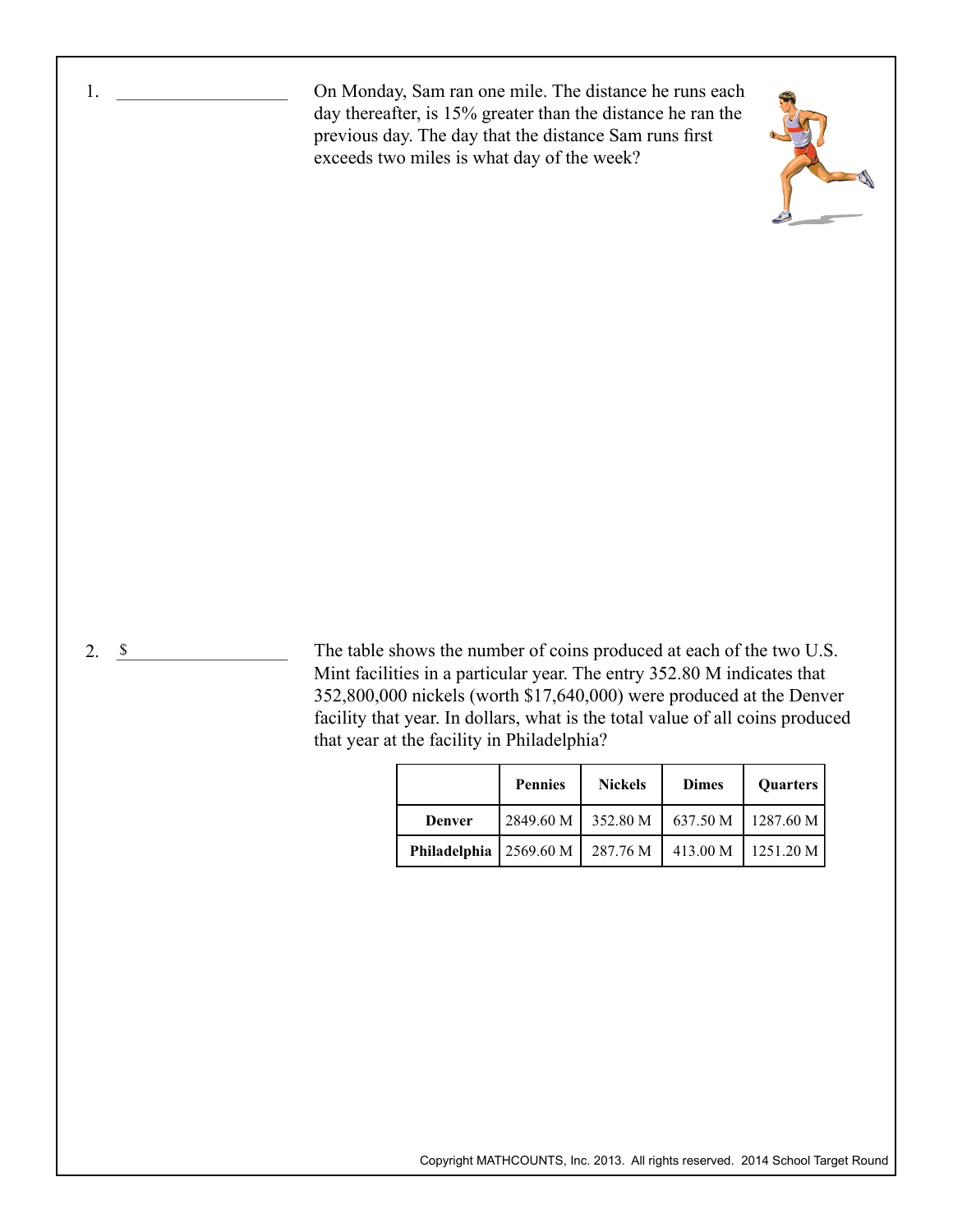1. ____________________

On Monday, Sam ran one mile. The distance he runs each day thereafter, is 15% greater than the distance he ran the previous day. The day that the distance Sam runs first exceeds two miles is what day of the week?

2. $____________________

The table shows the number of coins produced at each of the two U.S. Mint facilities in a particular year. The entry 352.80 M indicates that 352,800,000 nickels (worth $17,640,000) were produced at the Denver facility that year. In dollars, what is the total value of all coins produced that year at the facility in Philadelphia?

| | **Pennies** | **Nickels** | **Dimes** | **Quarters** |
|---|---|---|---|---|
| **Denver** | 2849.60 M | 352.80 M | 637.50 M | 1287.60 M |
| **Philadelphia** | 2569.60 M | 287.76 M | 413.00 M | 1251.20 M |

Copyright MATHCOUNTS, Inc. 2013. All rights reserved. 2014 School Target Round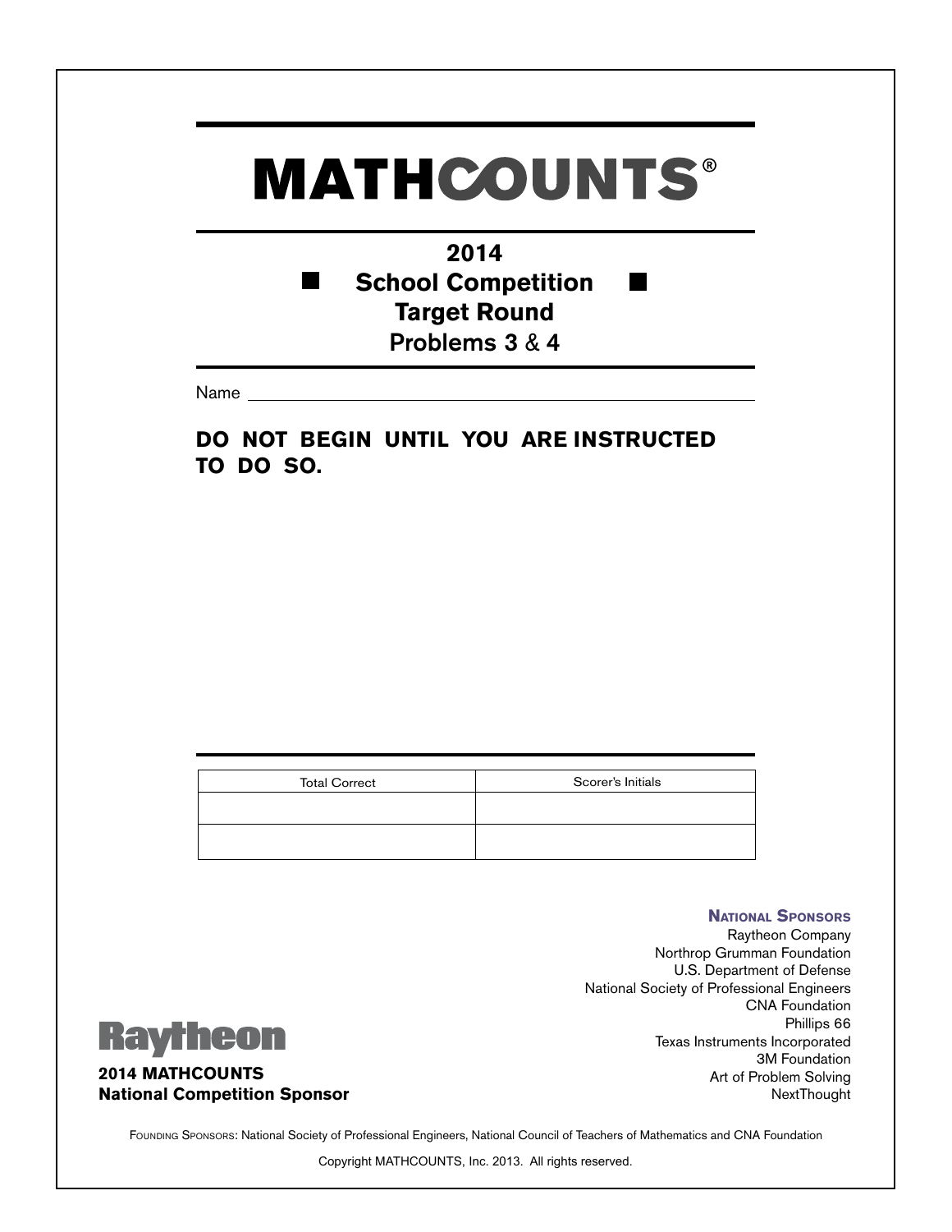# MATHCOUNTS®

## 2014
## School Competition
## Target Round
### Problems 3 & 4

Name ______________________________

**DO NOT BEGIN UNTIL YOU ARE INSTRUCTED TO DO SO.**

| Total Correct | Scorer's Initials |
| --- | --- |
| | |
| | |

**National Sponsors**
Raytheon Company
Northrop Grumman Foundation
U.S. Department of Defense
National Society of Professional Engineers
CNA Foundation
Phillips 66
Texas Instruments Incorporated
3M Foundation
Art of Problem Solving
NextThought

Raytheon

**2014 MATHCOUNTS National Competition Sponsor**

Founding Sponsors: National Society of Professional Engineers, National Council of Teachers of Mathematics and CNA Foundation

Copyright MATHCOUNTS, Inc. 2013. All rights reserved.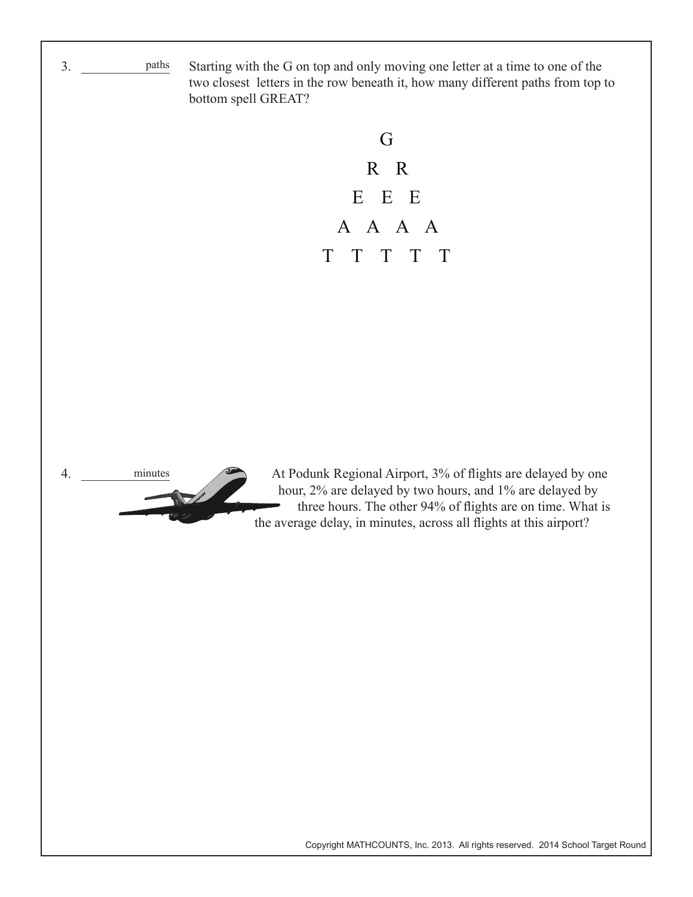3. ____________ paths

Starting with the G on top and only moving one letter at a time to one of the two closest letters in the row beneath it, how many different paths from top to bottom spell GREAT?

```
        G
      R   R
    E   E   E
  A   A   A   A
T   T   T   T   T
```

4. ____________ minutes

At Podunk Regional Airport, 3% of flights are delayed by one hour, 2% are delayed by two hours, and 1% are delayed by three hours. The other 94% of flights are on time. What is the average delay, in minutes, across all flights at this airport?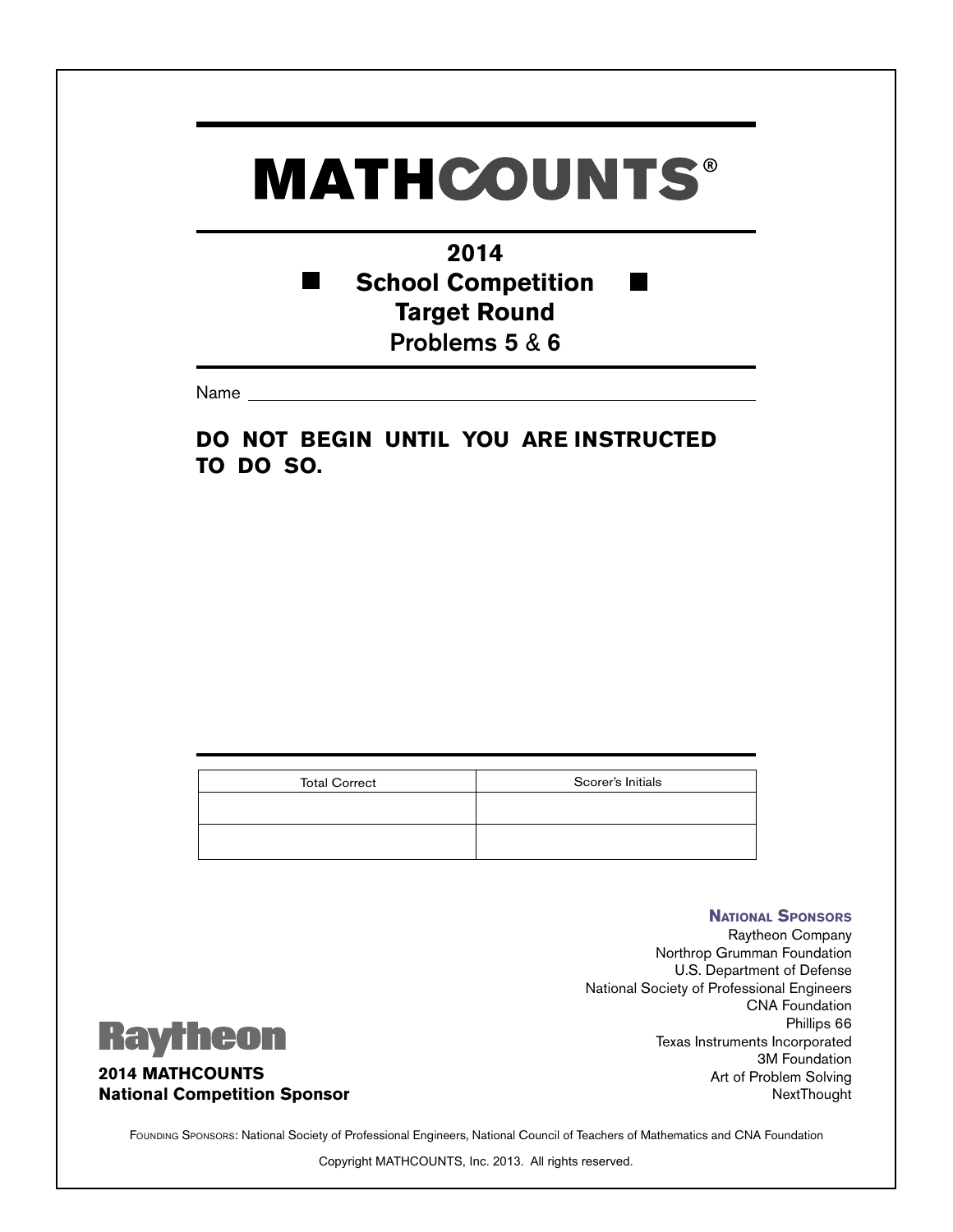# MATHCOUNTS®

## 2014
## School Competition
## Target Round
## Problems 5 & 6

Name \_\_\_\_\_\_\_\_\_\_\_\_\_\_\_\_\_\_\_\_\_\_\_\_\_\_\_\_\_\_\_\_\_\_\_\_\_\_\_\_\_\_\_\_

**DO NOT BEGIN UNTIL YOU ARE INSTRUCTED TO DO SO.**

| Total Correct | Scorer's Initials |
|---|---|
| | |
| | |

**National Sponsors**
Raytheon Company
Northrop Grumman Foundation
U.S. Department of Defense
National Society of Professional Engineers
CNA Foundation
Phillips 66
Texas Instruments Incorporated
3M Foundation
Art of Problem Solving
NextThought

Raytheon
**2014 MATHCOUNTS**
**National Competition Sponsor**

Founding Sponsors: National Society of Professional Engineers, National Council of Teachers of Mathematics and CNA Foundation

Copyright MATHCOUNTS, Inc. 2013. All rights reserved.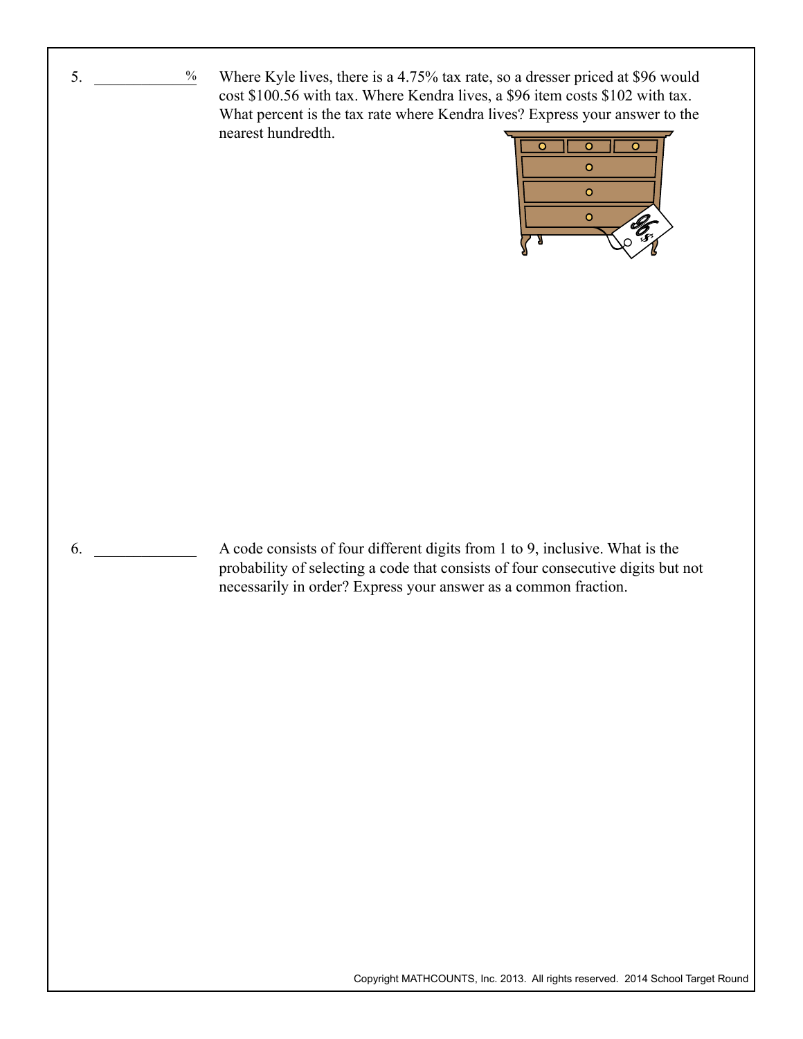5. ____________ %

Where Kyle lives, there is a 4.75% tax rate, so a dresser priced at \$96 would cost \$100.56 with tax. Where Kendra lives, a \$96 item costs \$102 with tax. What percent is the tax rate where Kendra lives? Express your answer to the nearest hundredth.

6. ____________

A code consists of four different digits from 1 to 9, inclusive. What is the probability of selecting a code that consists of four consecutive digits but not necessarily in order? Express your answer as a common fraction.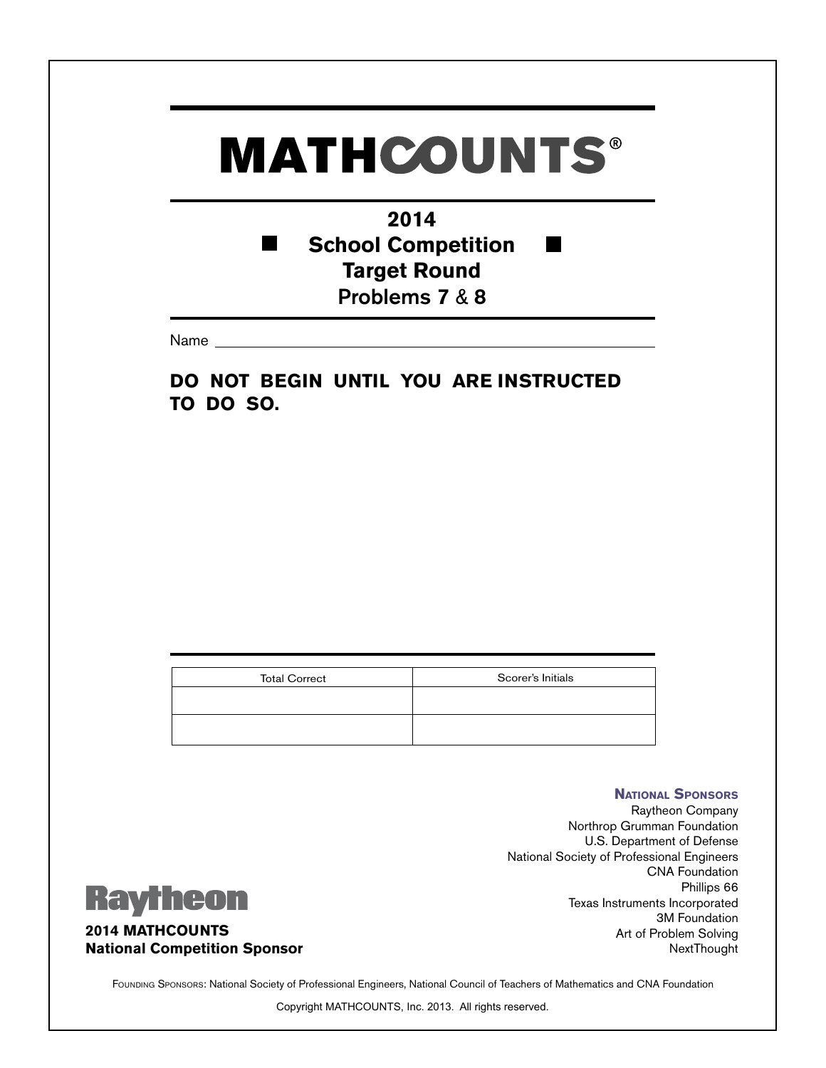# MATHCOUNTS®

## 2014
## School Competition
## Target Round
## Problems 7 & 8

Name ____________________________________________

**DO NOT BEGIN UNTIL YOU ARE INSTRUCTED TO DO SO.**

| Total Correct | Scorer's Initials |
| --- | --- |
| | |
| | |

**National Sponsors**
Raytheon Company
Northrop Grumman Foundation
U.S. Department of Defense
National Society of Professional Engineers
CNA Foundation
Phillips 66
Texas Instruments Incorporated
3M Foundation
Art of Problem Solving
NextThought

Raytheon

**2014 MATHCOUNTS National Competition Sponsor**

Founding Sponsors: National Society of Professional Engineers, National Council of Teachers of Mathematics and CNA Foundation

Copyright MATHCOUNTS, Inc. 2013. All rights reserved.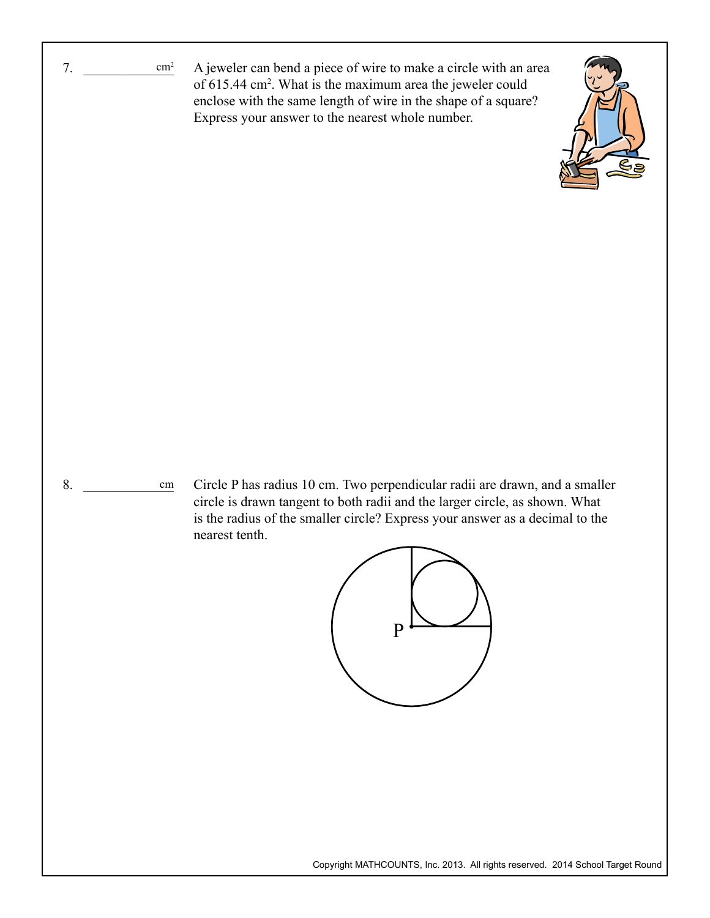7. \_\_\_\_\_\_\_\_\_\_\_\_ $cm^2$ A jeweler can bend a piece of wire to make a circle with an area of 615.44 $cm^2$. What is the maximum area the jeweler could enclose with the same length of wire in the shape of a square? Express your answer to the nearest whole number.

8. \_\_\_\_\_\_\_\_\_\_\_\_ cm Circle P has radius 10 cm. Two perpendicular radii are drawn, and a smaller circle is drawn tangent to both radii and the larger circle, as shown. What is the radius of the smaller circle? Express your answer as a decimal to the nearest tenth.

P

Copyright MATHCOUNTS, Inc. 2013. All rights reserved. 2014 School Target Round